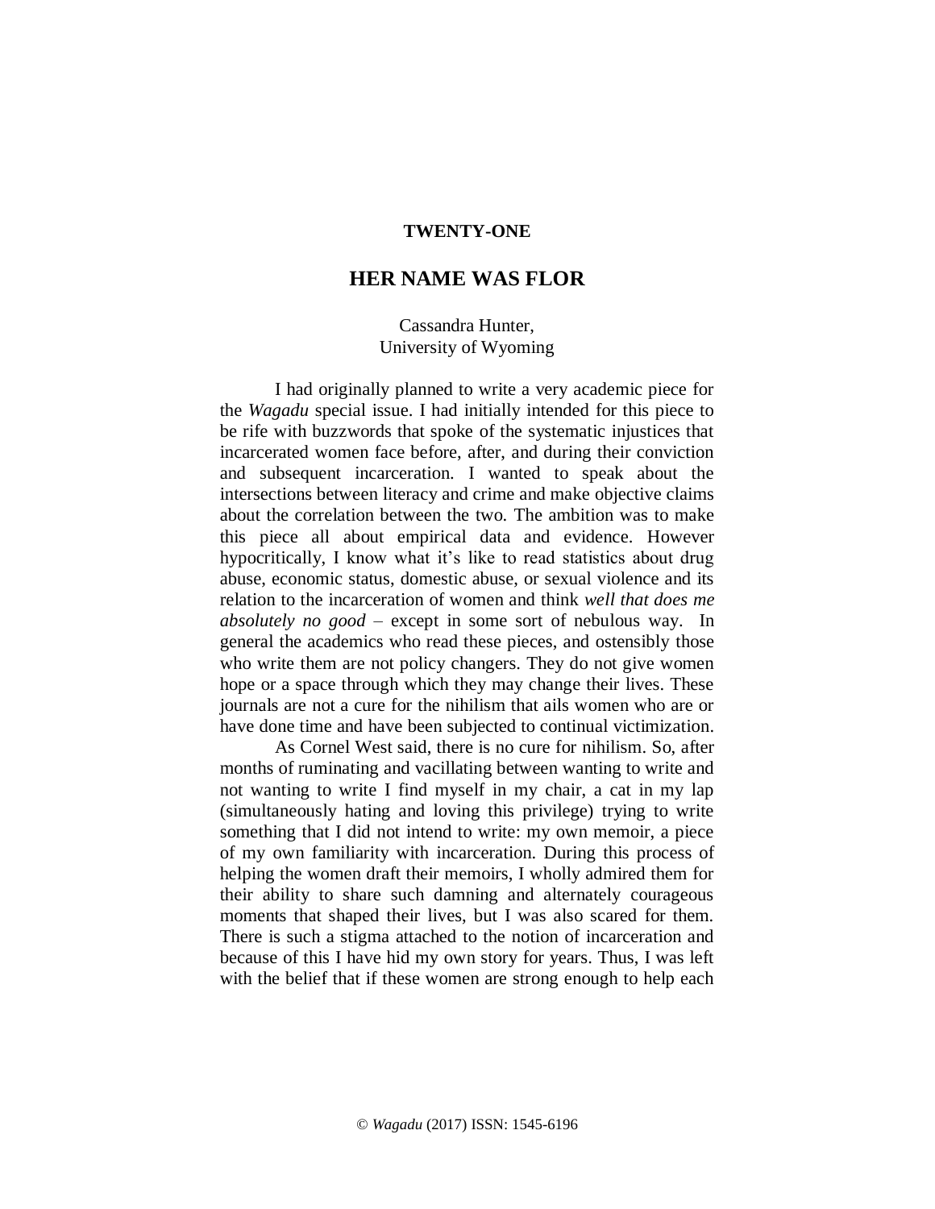**TWENTY-ONE**

# HER NAME WAS FLOR

Cassandra Hunter,
University of Wyoming

I had originally planned to write a very academic piece for the *Wagadu* special issue. I had initially intended for this piece to be rife with buzzwords that spoke of the systematic injustices that incarcerated women face before, after, and during their conviction and subsequent incarceration. I wanted to speak about the intersections between literacy and crime and make objective claims about the correlation between the two. The ambition was to make this piece all about empirical data and evidence. However hypocritically, I know what it's like to read statistics about drug abuse, economic status, domestic abuse, or sexual violence and its relation to the incarceration of women and think *well that does me absolutely no good* – except in some sort of nebulous way. In general the academics who read these pieces, and ostensibly those who write them are not policy changers. They do not give women hope or a space through which they may change their lives. These journals are not a cure for the nihilism that ails women who are or have done time and have been subjected to continual victimization.

As Cornel West said, there is no cure for nihilism. So, after months of ruminating and vacillating between wanting to write and not wanting to write I find myself in my chair, a cat in my lap (simultaneously hating and loving this privilege) trying to write something that I did not intend to write: my own memoir, a piece of my own familiarity with incarceration. During this process of helping the women draft their memoirs, I wholly admired them for their ability to share such damning and alternately courageous moments that shaped their lives, but I was also scared for them. There is such a stigma attached to the notion of incarceration and because of this I have hid my own story for years. Thus, I was left with the belief that if these women are strong enough to help each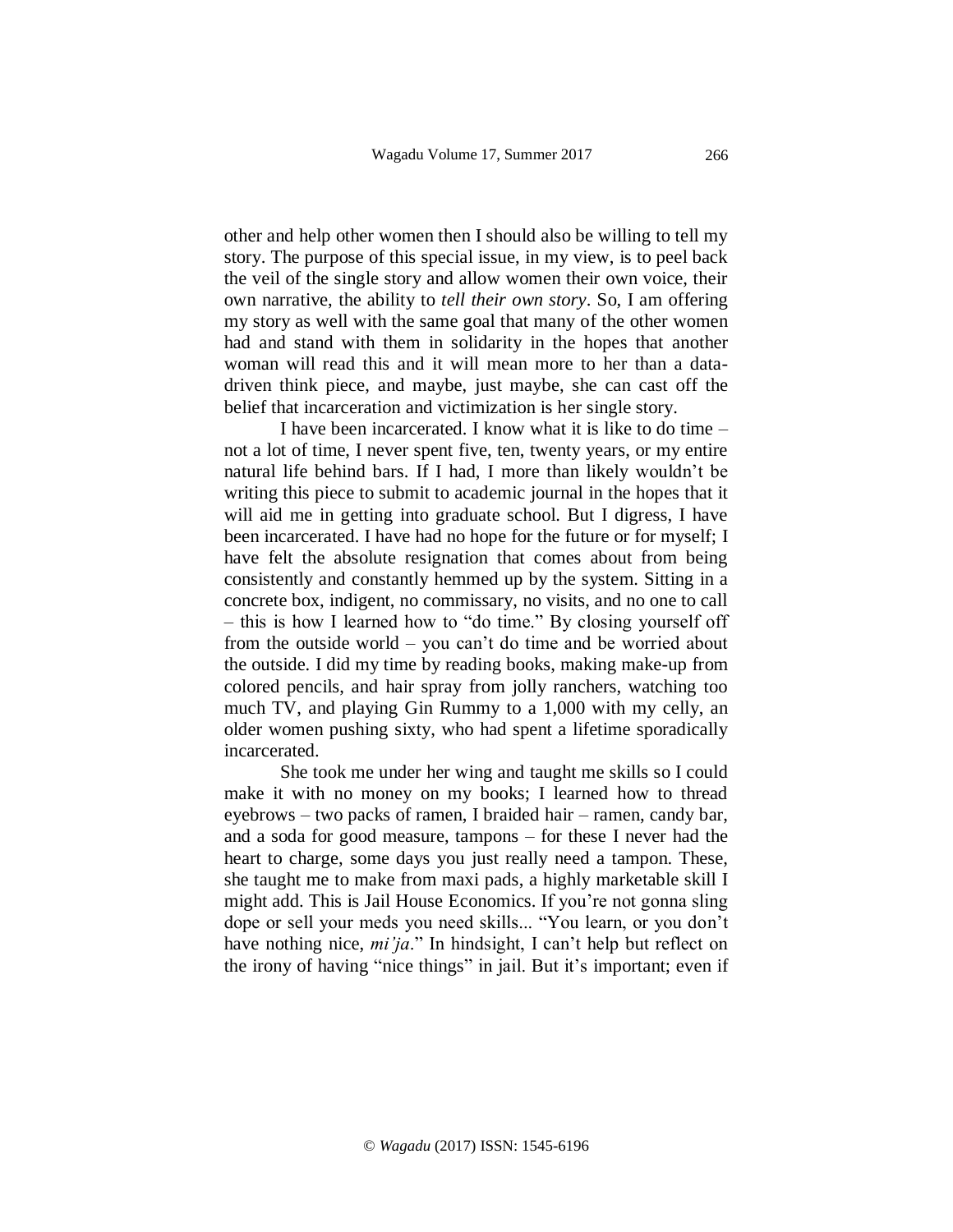other and help other women then I should also be willing to tell my story. The purpose of this special issue, in my view, is to peel back the veil of the single story and allow women their own voice, their own narrative, the ability to *tell their own story*. So, I am offering my story as well with the same goal that many of the other women had and stand with them in solidarity in the hopes that another woman will read this and it will mean more to her than a data-driven think piece, and maybe, just maybe, she can cast off the belief that incarceration and victimization is her single story.

I have been incarcerated. I know what it is like to do time – not a lot of time, I never spent five, ten, twenty years, or my entire natural life behind bars. If I had, I more than likely wouldn't be writing this piece to submit to academic journal in the hopes that it will aid me in getting into graduate school. But I digress, I have been incarcerated. I have had no hope for the future or for myself; I have felt the absolute resignation that comes about from being consistently and constantly hemmed up by the system. Sitting in a concrete box, indigent, no commissary, no visits, and no one to call – this is how I learned how to "do time." By closing yourself off from the outside world – you can't do time and be worried about the outside. I did my time by reading books, making make-up from colored pencils, and hair spray from jolly ranchers, watching too much TV, and playing Gin Rummy to a 1,000 with my celly, an older women pushing sixty, who had spent a lifetime sporadically incarcerated.

She took me under her wing and taught me skills so I could make it with no money on my books; I learned how to thread eyebrows – two packs of ramen, I braided hair – ramen, candy bar, and a soda for good measure, tampons – for these I never had the heart to charge, some days you just really need a tampon. These, she taught me to make from maxi pads, a highly marketable skill I might add. This is Jail House Economics. If you're not gonna sling dope or sell your meds you need skills... "You learn, or you don't have nothing nice, *mi'ja*." In hindsight, I can't help but reflect on the irony of having "nice things" in jail. But it's important; even if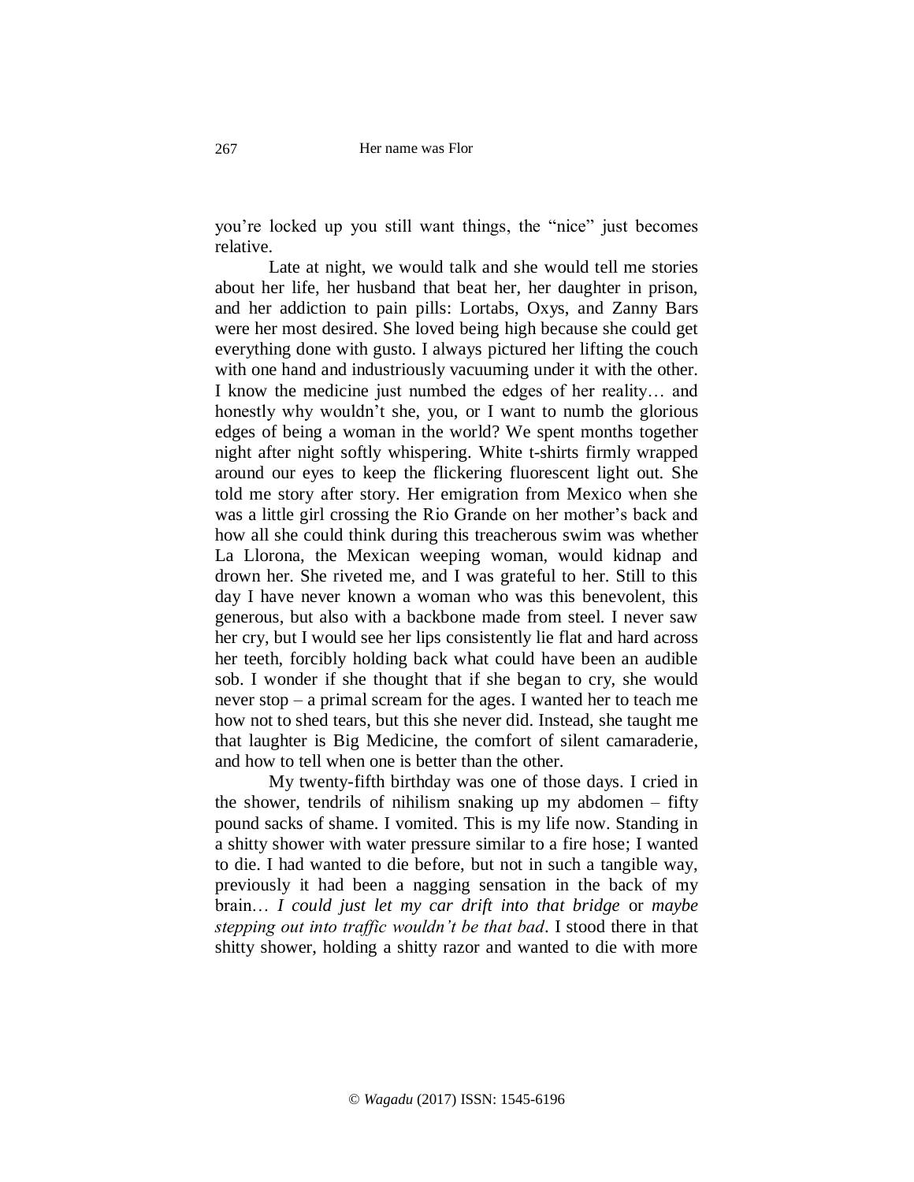you're locked up you still want things, the "nice" just becomes relative.

Late at night, we would talk and she would tell me stories about her life, her husband that beat her, her daughter in prison, and her addiction to pain pills: Lortabs, Oxys, and Zanny Bars were her most desired. She loved being high because she could get everything done with gusto. I always pictured her lifting the couch with one hand and industriously vacuuming under it with the other. I know the medicine just numbed the edges of her reality… and honestly why wouldn't she, you, or I want to numb the glorious edges of being a woman in the world? We spent months together night after night softly whispering. White t-shirts firmly wrapped around our eyes to keep the flickering fluorescent light out. She told me story after story. Her emigration from Mexico when she was a little girl crossing the Rio Grande on her mother's back and how all she could think during this treacherous swim was whether La Llorona, the Mexican weeping woman, would kidnap and drown her. She riveted me, and I was grateful to her. Still to this day I have never known a woman who was this benevolent, this generous, but also with a backbone made from steel. I never saw her cry, but I would see her lips consistently lie flat and hard across her teeth, forcibly holding back what could have been an audible sob. I wonder if she thought that if she began to cry, she would never stop – a primal scream for the ages. I wanted her to teach me how not to shed tears, but this she never did. Instead, she taught me that laughter is Big Medicine, the comfort of silent camaraderie, and how to tell when one is better than the other.

My twenty-fifth birthday was one of those days. I cried in the shower, tendrils of nihilism snaking up my abdomen – fifty pound sacks of shame. I vomited. This is my life now. Standing in a shitty shower with water pressure similar to a fire hose; I wanted to die. I had wanted to die before, but not in such a tangible way, previously it had been a nagging sensation in the back of my brain… *I could just let my car drift into that bridge* or *maybe stepping out into traffic wouldn't be that bad*. I stood there in that shitty shower, holding a shitty razor and wanted to die with more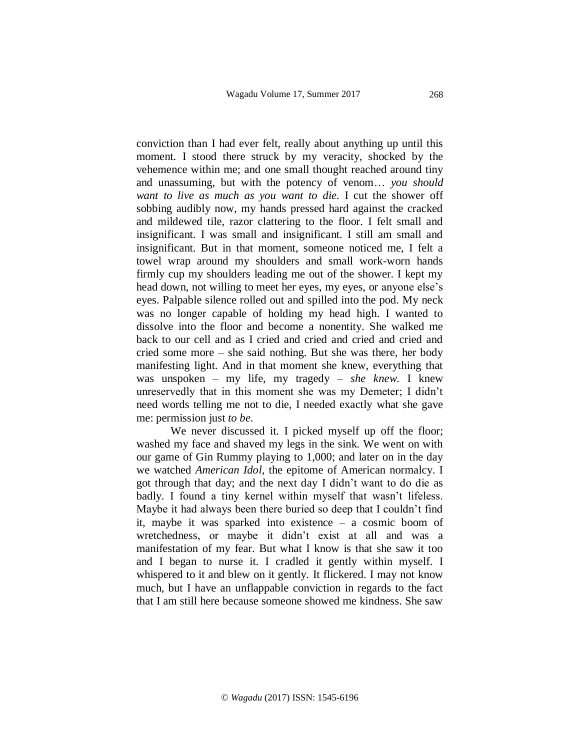conviction than I had ever felt, really about anything up until this moment. I stood there struck by my veracity, shocked by the vehemence within me; and one small thought reached around tiny and unassuming, but with the potency of venom… *you should want to live as much as you want to die*. I cut the shower off sobbing audibly now, my hands pressed hard against the cracked and mildewed tile, razor clattering to the floor. I felt small and insignificant. I was small and insignificant. I still am small and insignificant. But in that moment, someone noticed me, I felt a towel wrap around my shoulders and small work-worn hands firmly cup my shoulders leading me out of the shower. I kept my head down, not willing to meet her eyes, my eyes, or anyone else's eyes. Palpable silence rolled out and spilled into the pod. My neck was no longer capable of holding my head high. I wanted to dissolve into the floor and become a nonentity. She walked me back to our cell and as I cried and cried and cried and cried and cried some more – she said nothing. But she was there, her body manifesting light. And in that moment she knew, everything that was unspoken – my life, my tragedy – *she knew.* I knew unreservedly that in this moment she was my Demeter; I didn't need words telling me not to die, I needed exactly what she gave me: permission just *to be*.

We never discussed it. I picked myself up off the floor; washed my face and shaved my legs in the sink. We went on with our game of Gin Rummy playing to 1,000; and later on in the day we watched *American Idol*, the epitome of American normalcy. I got through that day; and the next day I didn't want to do die as badly. I found a tiny kernel within myself that wasn't lifeless. Maybe it had always been there buried so deep that I couldn't find it, maybe it was sparked into existence – a cosmic boom of wretchedness, or maybe it didn't exist at all and was a manifestation of my fear. But what I know is that she saw it too and I began to nurse it. I cradled it gently within myself. I whispered to it and blew on it gently. It flickered. I may not know much, but I have an unflappable conviction in regards to the fact that I am still here because someone showed me kindness. She saw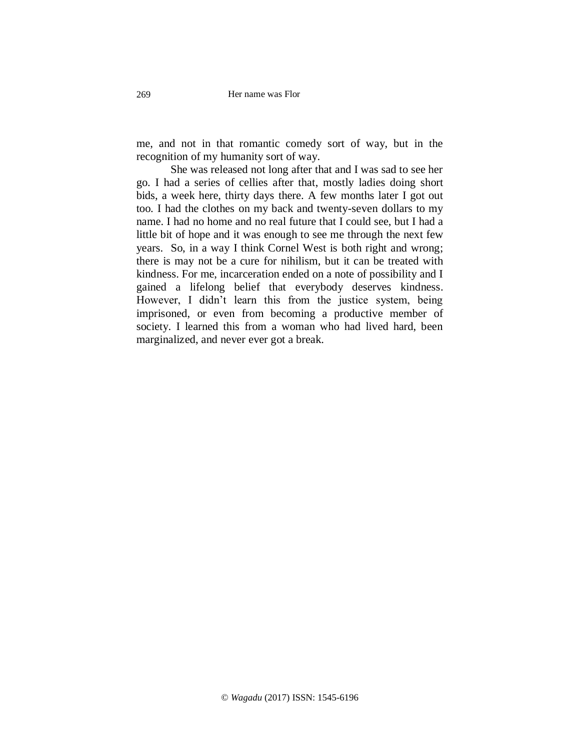me, and not in that romantic comedy sort of way, but in the recognition of my humanity sort of way.

She was released not long after that and I was sad to see her go. I had a series of cellies after that, mostly ladies doing short bids, a week here, thirty days there. A few months later I got out too. I had the clothes on my back and twenty-seven dollars to my name. I had no home and no real future that I could see, but I had a little bit of hope and it was enough to see me through the next few years. So, in a way I think Cornel West is both right and wrong; there is may not be a cure for nihilism, but it can be treated with kindness. For me, incarceration ended on a note of possibility and I gained a lifelong belief that everybody deserves kindness. However, I didn't learn this from the justice system, being imprisoned, or even from becoming a productive member of society. I learned this from a woman who had lived hard, been marginalized, and never ever got a break.